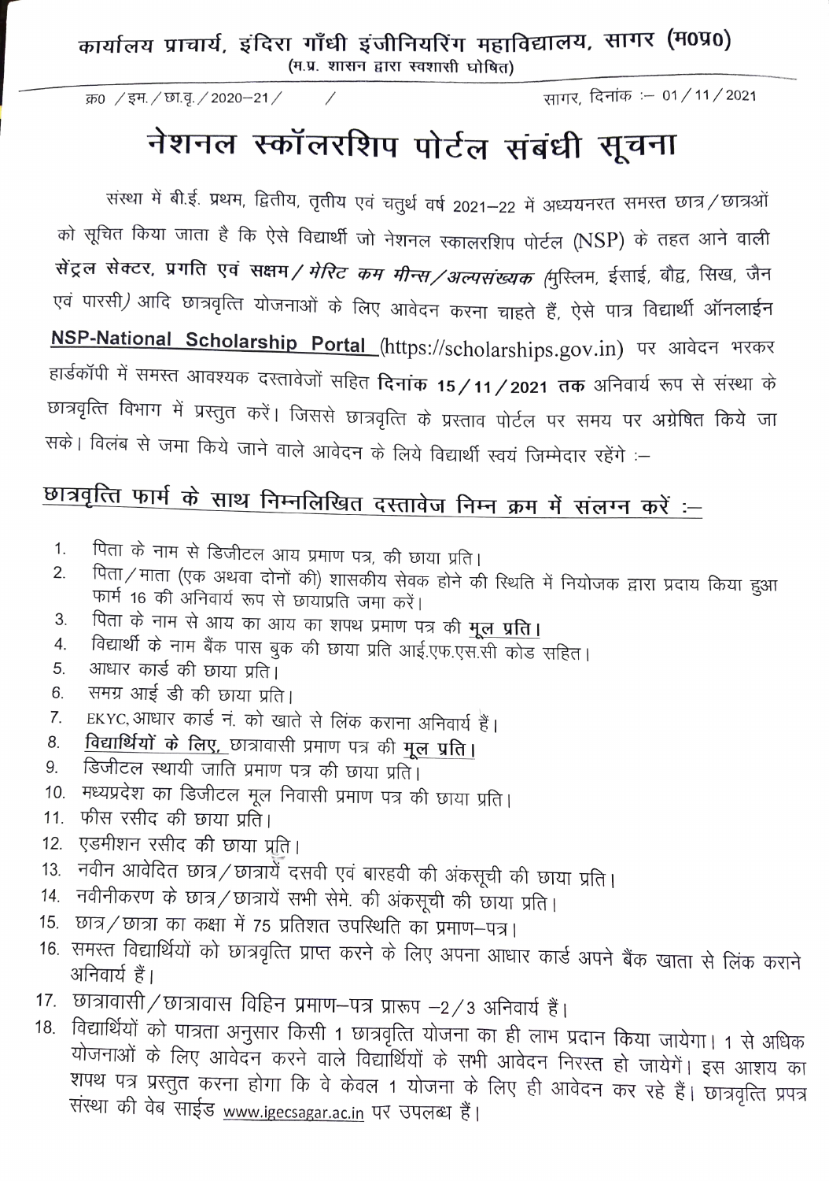**कार्यालय प्राचार्य, इंदिरा गाँधी इंजीनियरिंग महाविद्यालय, सागर (म0प्र0)**
(म.प्र. शासन द्वारा स्वशासी घोषित)

क्र0 / इम. / छा.वृ. / 2020–21 / /                                                        सागर, दिनांक :– 01 / 11 / 2021

# नेशनल स्कॉलरशिप पोर्टल संबंधी सूचना

संस्था में बी.ई. प्रथम, द्वितीय, तृतीय एवं चतुर्थ वर्ष 2021–22 में अध्ययनरत समस्त छात्र / छात्रओं को सूचित किया जाता है कि ऐसे विद्यार्थी जो नेशनल स्कालरशिप पोर्टल (NSP) के तहत आने वाली **सेंट्रल सेक्टर, प्रगति एवं सक्षम** / *मेरिट कम मीन्स / अल्पसंख्यक* (मुस्लिम, ईसाई, बौद्व, सिख, जैन एवं पारसी) आदि छात्रवृत्ति योजनाओं के लिए आवेदन करना चाहते हैं, ऐसे पात्र विद्यार्थी ऑनलाईन **NSP-National Scholarship Portal** (https://scholarships.gov.in) पर आवेदन भरकर हार्डकॉपी में समस्त आवश्यक दस्तावेजों सहित **दिनांक 15 / 11 / 2021 तक** अनिवार्य रूप से संस्था के छात्रवृत्ति विभाग में प्रस्तुत करें। जिससे छात्रवृत्ति के प्रस्ताव पोर्टल पर समय पर अग्रेषित किये जा सके। विलंब से जमा किये जाने वाले आवेदन के लिये विद्यार्थी स्वयं जिम्मेदार रहेंगे :–

## छात्रवृत्ति फार्म के साथ निम्नलिखित दस्तावेज निम्न क्रम में संलग्न करें :–

1. पिता के नाम से डिजीटल आय प्रमाण पत्र, की छाया प्रति।
2. पिता / माता (एक अथवा दोनों की) शासकीय सेवक होने की स्थिति में नियोजक द्वारा प्रदाय किया हुआ फार्म 16 की अनिवार्य रूप से छायाप्रति जमा करें।
3. पिता के नाम से आय का आय का शपथ प्रमाण पत्र की **मूल प्रति।**
4. विद्यार्थी के नाम बैंक पास बुक की छाया प्रति आई.एफ.एस.सी कोड सहित।
5. आधार कार्ड की छाया प्रति।
6. समग्र आई डी की छाया प्रति।
7. EKYC, आधार कार्ड नं. को खाते से लिंक कराना अनिवार्य हैं।
8. **विद्यार्थियों के लिए,** छात्रावासी प्रमाण पत्र की **मूल प्रति।**
9. डिजीटल स्थायी जाति प्रमाण पत्र की छाया प्रति।
10. मध्यप्रदेश का डिजीटल मूल निवासी प्रमाण पत्र की छाया प्रति।
11. फीस रसीद की छाया प्रति।
12. एडमीशन रसीद की छाया प्रति।
13. नवीन आवेदित छात्र / छात्रायें दसवी एवं बारहवी की अंकसूची की छाया प्रति।
14. नवीनीकरण के छात्र / छात्रायें सभी सेमे. की अंकसूची की छाया प्रति।
15. छात्र / छात्रा का कक्षा में 75 प्रतिशत उपस्थिति का प्रमाण–पत्र।
16. समस्त विद्यार्थियों को छात्रवृत्ति प्राप्त करने के लिए अपना आधार कार्ड अपने बैंक खाता से लिंक कराने अनिवार्य हैं।
17. छात्रावासी / छात्रावास विहिन प्रमाण–पत्र प्रारूप –2 / 3 अनिवार्य हैं।
18. विद्यार्थियों को पात्रता अनुसार किसी 1 छात्रवृत्ति योजना का ही लाभ प्रदान किया जायेगा। 1 से अधिक योजनाओं के लिए आवेदन करने वाले विद्यार्थियों के सभी आवेदन निरस्त हो जायेगें। इस आशय का शपथ पत्र प्रस्तुत करना होगा कि वे केवल 1 योजना के लिए ही आवेदन कर रहे हैं। छात्रवृत्ति प्रपत्र संस्था की वेब साईड www.igecsagar.ac.in पर उपलब्ध हैं।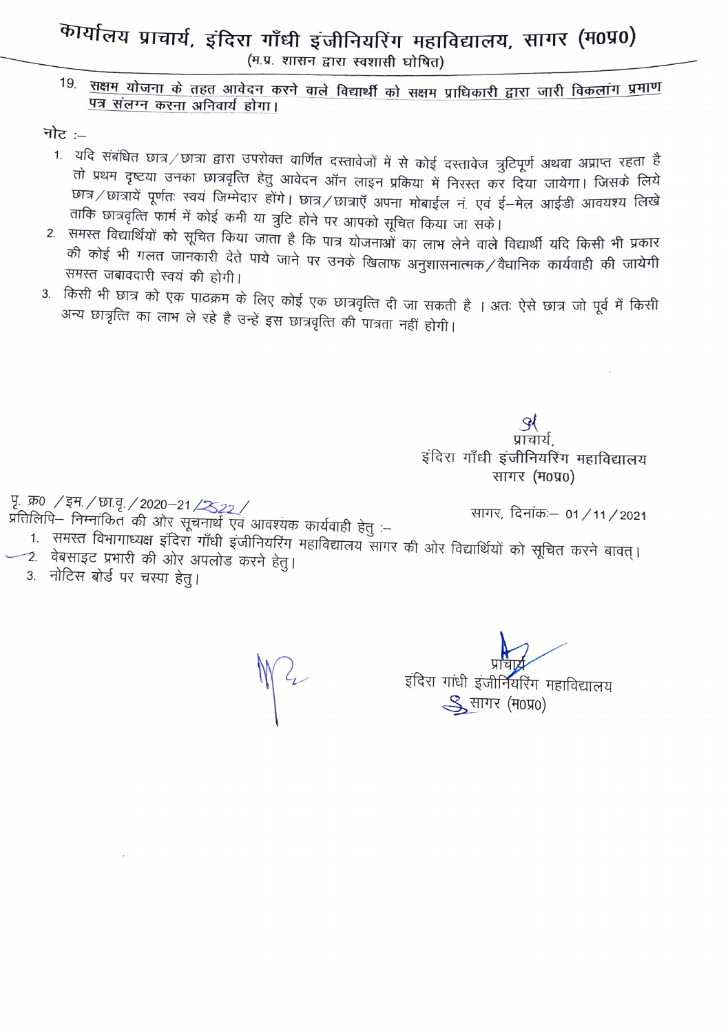# कार्यालय प्राचार्य, इंदिरा गाँधी इंजीनियरिंग महाविद्यालय, सागर (म०प्र०)

(म.प्र. शासन द्वारा स्वशासी घोषित)

19. **सक्षम योजना के तहत आवेदन करने वाले विद्यार्थी को सक्षम प्राधिकारी द्वारा जारी विकलांग प्रमाण पत्र संलग्न करना अनिवार्य होगा।**

नोट :–

1. यदि संबंधित छात्र/छात्रा द्वारा उपरोक्त वर्णित दस्तावेजों में से कोई दस्तावेज त्रुटिपूर्ण अथवा अप्राप्त रहता है तो प्रथम दृष्टया उनका छात्रवृत्ति हेतु आवेदन ऑन लाइन प्रकिया में निरस्त कर दिया जायेगा। जिसके लिये छात्र/छात्रायें पूर्णतः स्वयं जिम्मेदार होंगे। छात्र/छात्राएँ अपना मोबाईल नं. एवं ई–मेल आईडी आवयश्य लिखे ताकि छात्रवृत्ति फार्म में कोई कमी या त्रुटि होने पर आपको सूचित किया जा सके।
2. समस्त विद्यार्थियों को सूचित किया जाता है कि पात्र योजनाओं का लाभ लेने वाले विद्यार्थी यदि किसी भी प्रकार की कोई भी गलत जानकारी देते पाये जाने पर उनके खिलाफ अनुशासनात्मक/वैधानिक कार्यवाही की जायेगी समस्त जबावदारी स्वयं की होगी।
3. किसी भी छात्र को एक पाठक्रम के लिए कोई एक छात्रवृत्ति दी जा सकती है । अतः ऐसे छात्र जो पूर्व में किसी अन्य छात्रृत्ति का लाभ ले रहे है उन्हें इस छात्रवृत्ति की पात्रता नहीं होगी।

प्राचार्य,
इंदिरा गाँधी इंजीनियरिंग महाविद्यालय
सागर (म०प्र०)

पृ. क्र० /इम./छा.वृ./2020–21/2522/ — सागर, दिनांकः– 01/11/2021

प्रतिलिपि– निम्नांकित की ओर सूचनार्थ एवं आवश्यक कार्यवाही हेतु :–

1. समस्त विभागाध्यक्ष इंदिरा गाँधी इंजीनियरिंग महाविद्यालय सागर की ओर विद्यार्थियों को सूचित करने बावत्।
2. वेबसाइट प्रभारी की ओर अपलोड करने हेतु।
3. नोटिस बोर्ड पर चस्पा हेतु।

प्राचार्य
इंदिरा गाांधी इंजीनियरिंग महाविद्यालय
सागर (म०प्र०)